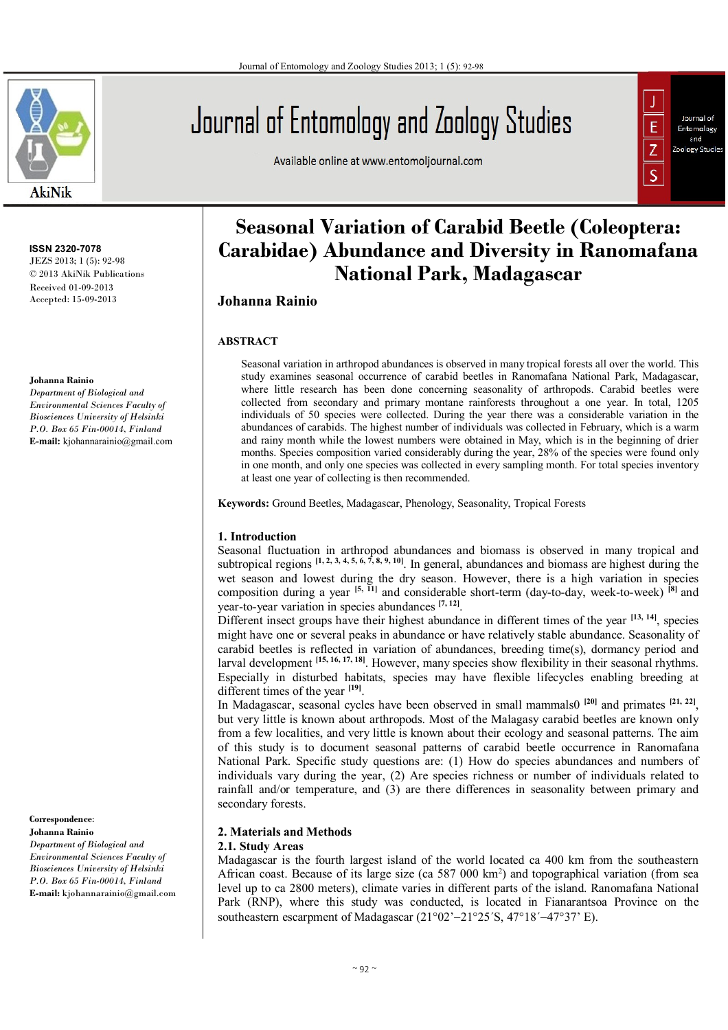# Seasonal Variation of Carabid Beetle (Coleoptera: Carabidae) Abundance and Diversity in Ranomafana National Park, Madagascar

**Johanna Rainio**

ISSN 2320-7078
JEZS 2013; 1 (5): 92-98
© 2013 AkiNik Publications
Received 01-09-2013
Accepted: 15-09-2013

**Johanna Rainio**
*Department of Biological and Environmental Sciences Faculty of Biosciences University of Helsinki P.O. Box 65 Fin-00014, Finland*
**E-mail:** kjohannarainio@gmail.com

**Correspondence:**
**Johanna Rainio**
*Department of Biological and Environmental Sciences Faculty of Biosciences University of Helsinki P.O. Box 65 Fin-00014, Finland*
**E-mail:** kjohannarainio@gmail.com

## ABSTRACT

Seasonal variation in arthropod abundances is observed in many tropical forests all over the world. This study examines seasonal occurrence of carabid beetles in Ranomafana National Park, Madagascar, where little research has been done concerning seasonality of arthropods. Carabid beetles were collected from secondary and primary montane rainforests throughout a one year. In total, 1205 individuals of 50 species were collected. During the year there was a considerable variation in the abundances of carabids. The highest number of individuals was collected in February, which is a warm and rainy month while the lowest numbers were obtained in May, which is in the beginning of drier months. Species composition varied considerably during the year, 28% of the species were found only in one month, and only one species was collected in every sampling month. For total species inventory at least one year of collecting is then recommended.

**Keywords:** Ground Beetles, Madagascar, Phenology, Seasonality, Tropical Forests

## 1. Introduction

Seasonal fluctuation in arthropod abundances and biomass is observed in many tropical and subtropical regions [1, 2, 3, 4, 5, 6, 7, 8, 9, 10]. In general, abundances and biomass are highest during the wet season and lowest during the dry season. However, there is a high variation in species composition during a year [5, 11] and considerable short-term (day-to-day, week-to-week) [8] and year-to-year variation in species abundances [7, 12].

Different insect groups have their highest abundance in different times of the year [13, 14], species might have one or several peaks in abundance or have relatively stable abundance. Seasonality of carabid beetles is reflected in variation of abundances, breeding time(s), dormancy period and larval development [15, 16, 17, 18]. However, many species show flexibility in their seasonal rhythms. Especially in disturbed habitats, species may have flexible lifecycles enabling breeding at different times of the year [19].

In Madagascar, seasonal cycles have been observed in small mammals0 [20] and primates [21, 22], but very little is known about arthropods. Most of the Malagasy carabid beetles are known only from a few localities, and very little is known about their ecology and seasonal patterns. The aim of this study is to document seasonal patterns of carabid beetle occurrence in Ranomafana National Park. Specific study questions are: (1) How do species abundances and numbers of individuals vary during the year, (2) Are species richness or number of individuals related to rainfall and/or temperature, and (3) are there differences in seasonality between primary and secondary forests.

## 2. Materials and Methods

### 2.1. Study Areas

Madagascar is the fourth largest island of the world located ca 400 km from the southeastern African coast. Because of its large size (ca 587 000 km$^2$) and topographical variation (from sea level up to ca 2800 meters), climate varies in different parts of the island. Ranomafana National Park (RNP), where this study was conducted, is located in Fianarantsoa Province on the southeastern escarpment of Madagascar (21°02'–21°25´S, 47°18´–47°37' E).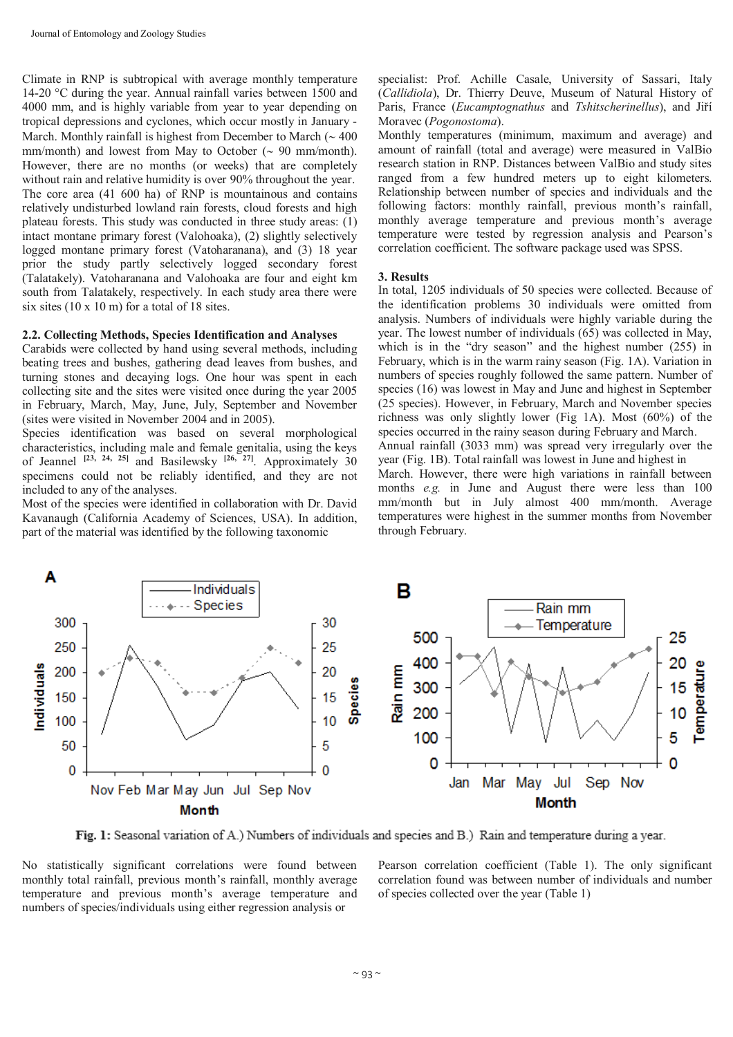Climate in RNP is subtropical with average monthly temperature 14-20 °C during the year. Annual rainfall varies between 1500 and 4000 mm, and is highly variable from year to year depending on tropical depressions and cyclones, which occur mostly in January - March. Monthly rainfall is highest from December to March (~ 400 mm/month) and lowest from May to October (~ 90 mm/month). However, there are no months (or weeks) that are completely without rain and relative humidity is over 90% throughout the year. The core area (41 600 ha) of RNP is mountainous and contains relatively undisturbed lowland rain forests, cloud forests and high plateau forests. This study was conducted in three study areas: (1) intact montane primary forest (Valohoaka), (2) slightly selectively logged montane primary forest (Vatoharanana), and (3) 18 year prior the study partly selectively logged secondary forest (Talatakely). Vatoharanana and Valohoaka are four and eight km south from Talatakely, respectively. In each study area there were six sites (10 x 10 m) for a total of 18 sites.

### 2.2. Collecting Methods, Species Identification and Analyses

Carabids were collected by hand using several methods, including beating trees and bushes, gathering dead leaves from bushes, and turning stones and decaying logs. One hour was spent in each collecting site and the sites were visited once during the year 2005 in February, March, May, June, July, September and November (sites were visited in November 2004 and in 2005).

Species identification was based on several morphological characteristics, including male and female genitalia, using the keys of Jeannel [23, 24, 25] and Basilewsky [26, 27]. Approximately 30 specimens could not be reliably identified, and they are not included to any of the analyses.

Most of the species were identified in collaboration with Dr. David Kavanaugh (California Academy of Sciences, USA). In addition, part of the material was identified by the following taxonomic specialist: Prof. Achille Casale, University of Sassari, Italy (*Callidiola*), Dr. Thierry Deuve, Museum of Natural History of Paris, France (*Eucamptognathus* and *Tshitscherinellus*), and Jiří Moravec (*Pogonostoma*).

Monthly temperatures (minimum, maximum and average) and amount of rainfall (total and average) were measured in ValBio research station in RNP. Distances between ValBio and study sites ranged from a few hundred meters up to eight kilometers. Relationship between number of species and individuals and the following factors: monthly rainfall, previous month's rainfall, monthly average temperature and previous month's average temperature were tested by regression analysis and Pearson's correlation coefficient. The software package used was SPSS.

## 3. Results

In total, 1205 individuals of 50 species were collected. Because of the identification problems 30 individuals were omitted from analysis. Numbers of individuals were highly variable during the year. The lowest number of individuals (65) was collected in May, which is in the "dry season" and the highest number (255) in February, which is in the warm rainy season (Fig. 1A). Variation in numbers of species roughly followed the same pattern. Number of species (16) was lowest in May and June and highest in September (25 species). However, in February, March and November species richness was only slightly lower (Fig 1A). Most (60%) of the species occurred in the rainy season during February and March.

Annual rainfall (3033 mm) was spread very irregularly over the year (Fig. 1B). Total rainfall was lowest in June and highest in March. However, there were high variations in rainfall between months *e.g.* in June and August there were less than 100 mm/month but in July almost 400 mm/month. Average temperatures were highest in the summer months from November through February.

**Fig. 1:** Seasonal variation of A.) Numbers of individuals and species and B.) Rain and temperature during a year.

No statistically significant correlations were found between monthly total rainfall, previous month's rainfall, monthly average temperature and previous month's average temperature and numbers of species/individuals using either regression analysis or Pearson correlation coefficient (Table 1). The only significant correlation found was between number of individuals and number of species collected over the year (Table 1)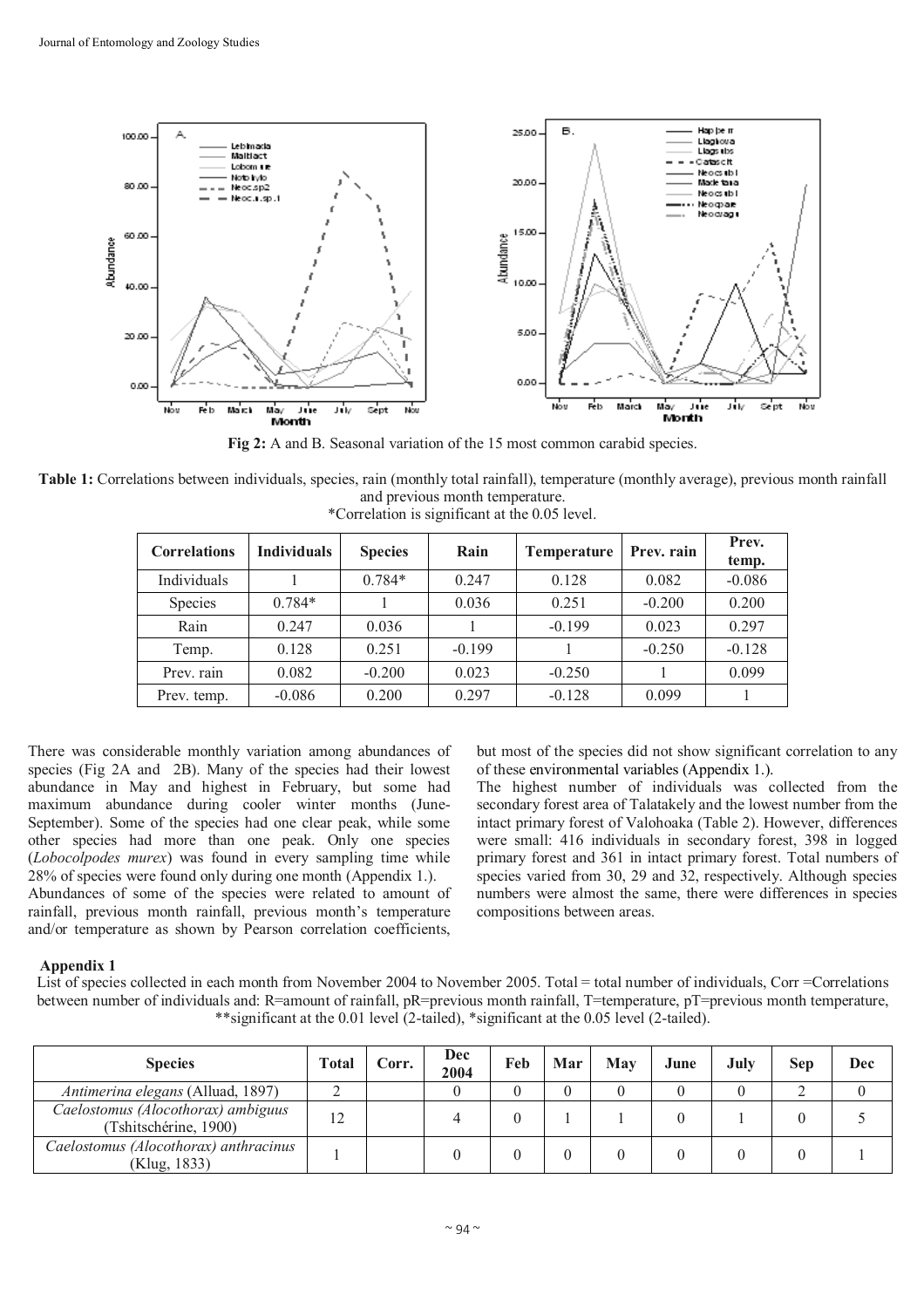Fig 2: A and B. Seasonal variation of the 15 most common carabid species.

Table 1: Correlations between individuals, species, rain (monthly total rainfall), temperature (monthly average), previous month rainfall and previous month temperature.
*Correlation is significant at the 0.05 level.

| Correlations | Individuals | Species | Rain | Temperature | Prev. rain | Prev. temp. |
|---|---|---|---|---|---|---|
| Individuals | 1 | 0.784* | 0.247 | 0.128 | 0.082 | -0.086 |
| Species | 0.784* | 1 | 0.036 | 0.251 | -0.200 | 0.200 |
| Rain | 0.247 | 0.036 | 1 | -0.199 | 0.023 | 0.297 |
| Temp. | 0.128 | 0.251 | -0.199 | 1 | -0.250 | -0.128 |
| Prev. rain | 0.082 | -0.200 | 0.023 | -0.250 | 1 | 0.099 |
| Prev. temp. | -0.086 | 0.200 | 0.297 | -0.128 | 0.099 | 1 |

There was considerable monthly variation among abundances of species (Fig 2A and 2B). Many of the species had their lowest abundance in May and highest in February, but some had maximum abundance during cooler winter months (June-September). Some of the species had one clear peak, while some other species had more than one peak. Only one species (*Lobocolpodes murex*) was found in every sampling time while 28% of species were found only during one month (Appendix 1.).

Abundances of some of the species were related to amount of rainfall, previous month rainfall, previous month's temperature and/or temperature as shown by Pearson correlation coefficients, but most of the species did not show significant correlation to any of these environmental variables (Appendix 1.).

The highest number of individuals was collected from the secondary forest area of Talatakely and the lowest number from the intact primary forest of Valohoaka (Table 2). However, differences were small: 416 individuals in secondary forest, 398 in logged primary forest and 361 in intact primary forest. Total numbers of species varied from 30, 29 and 32, respectively. Although species numbers were almost the same, there were differences in species compositions between areas.

**Appendix 1**

List of species collected in each month from November 2004 to November 2005. Total = total number of individuals, Corr =Correlations between number of individuals and: R=amount of rainfall, pR=previous month rainfall, T=temperature, pT=previous month temperature, **significant at the 0.01 level (2-tailed), *significant at the 0.05 level (2-tailed).

| Species | Total | Corr. | Dec 2004 | Feb | Mar | May | June | July | Sep | Dec |
|---|---|---|---|---|---|---|---|---|---|---|
| *Antimerina elegans* (Alluad, 1897) | 2 | | 0 | 0 | 0 | 0 | 0 | 0 | 2 | 0 |
| *Caelostomus (Alocothorax) ambiguus* (Tshitschérine, 1900) | 12 | | 4 | 0 | 1 | 1 | 0 | 1 | 0 | 5 |
| *Caelostomus (Alocothorax) anthracinus* (Klug, 1833) | 1 | | 0 | 0 | 0 | 0 | 0 | 0 | 0 | 1 |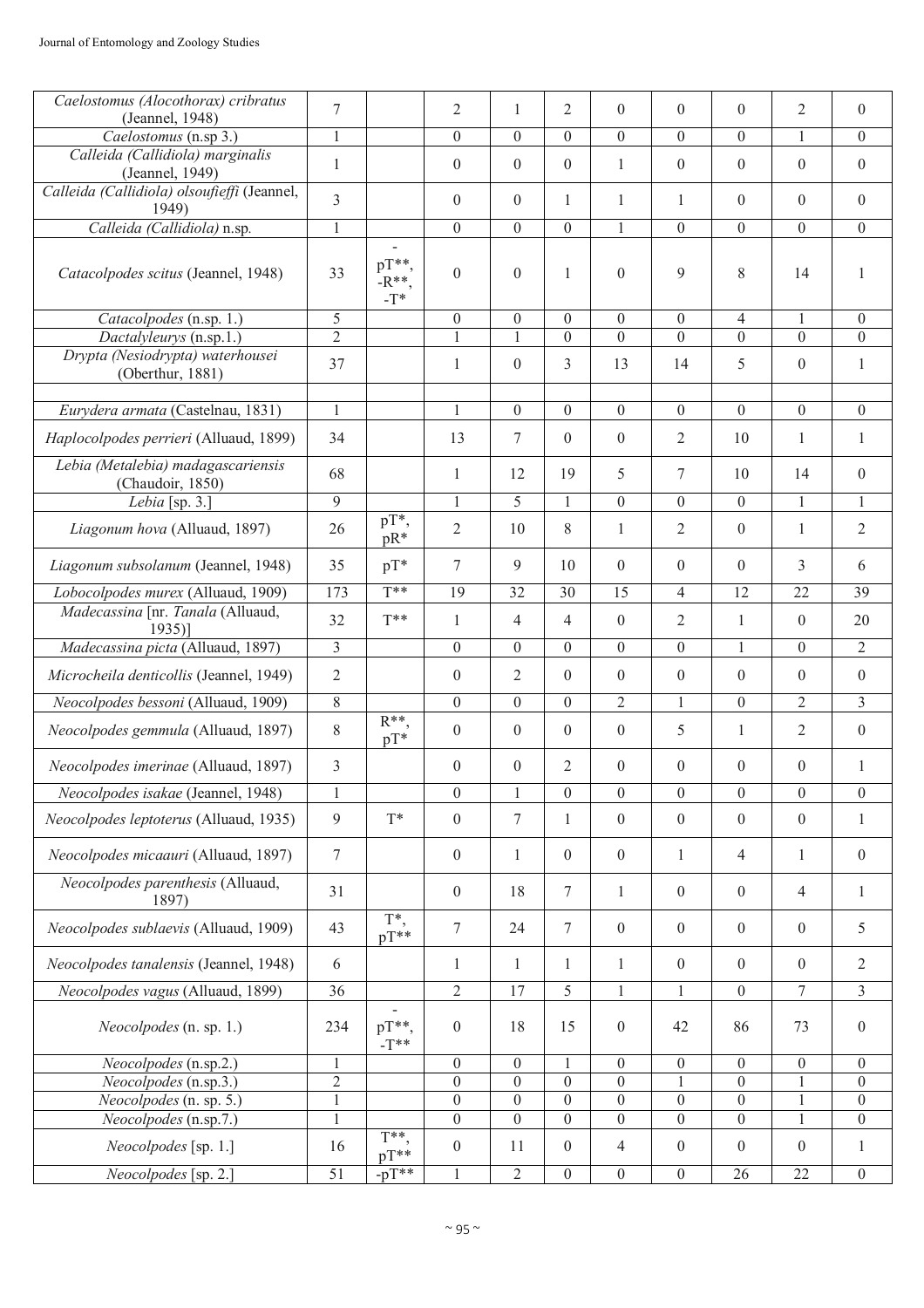| | | | | | | | | | | |
|---|---|---|---|---|---|---|---|---|---|---|
| *Caelostomus (Alocothorax) cribratus* (Jeannel, 1948) | 7 | | 2 | 1 | 2 | 0 | 0 | 0 | 2 | 0 |
| *Caelostomus* (n.sp 3.) | 1 | | 0 | 0 | 0 | 0 | 0 | 0 | 1 | 0 |
| *Calleida (Callidiola) marginalis* (Jeannel, 1949) | 1 | | 0 | 0 | 0 | 1 | 0 | 0 | 0 | 0 |
| *Calleida (Callidiola) olsoufieffi* (Jeannel, 1949) | 3 | | 0 | 0 | 1 | 1 | 1 | 0 | 0 | 0 |
| *Calleida (Callidiola)* n.sp. | 1 | | 0 | 0 | 0 | 1 | 0 | 0 | 0 | 0 |
| *Catacolpodes scitus* (Jeannel, 1948) | 33 | -pT**, -R**, -T* | 0 | 0 | 1 | 0 | 9 | 8 | 14 | 1 |
| *Catacolpodes* (n.sp. 1.) | 5 | | 0 | 0 | 0 | 0 | 0 | 4 | 1 | 0 |
| *Dactalyleurys* (n.sp.1.) | 2 | | 1 | 1 | 0 | 0 | 0 | 0 | 0 | 0 |
| *Drypta (Nesiodrypta) waterhousei* (Oberthur, 1881) | 37 | | 1 | 0 | 3 | 13 | 14 | 5 | 0 | 1 |
| | | | | | | | | | | |
| *Eurydera armata* (Castelnau, 1831) | 1 | | 1 | 0 | 0 | 0 | 0 | 0 | 0 | 0 |
| *Haplocolpodes perrieri* (Alluaud, 1899) | 34 | | 13 | 7 | 0 | 0 | 2 | 10 | 1 | 1 |
| *Lebia (Metalebia) madagascariensis* (Chaudoir, 1850) | 68 | | 1 | 12 | 19 | 5 | 7 | 10 | 14 | 0 |
| *Lebia* [sp. 3.] | 9 | | 1 | 5 | 1 | 0 | 0 | 0 | 1 | 1 |
| *Liagonum hova* (Alluaud, 1897) | 26 | pT*, pR* | 2 | 10 | 8 | 1 | 2 | 0 | 1 | 2 |
| *Liagonum subsolanum* (Jeannel, 1948) | 35 | pT* | 7 | 9 | 10 | 0 | 0 | 0 | 3 | 6 |
| *Lobocolpodes murex* (Alluaud, 1909) | 173 | T** | 19 | 32 | 30 | 15 | 4 | 12 | 22 | 39 |
| *Madecassina* [nr. *Tanala* (Alluaud, 1935)] | 32 | T** | 1 | 4 | 4 | 0 | 2 | 1 | 0 | 20 |
| *Madecassina picta* (Alluaud, 1897) | 3 | | 0 | 0 | 0 | 0 | 0 | 1 | 0 | 2 |
| *Microcheila denticollis* (Jeannel, 1949) | 2 | | 0 | 2 | 0 | 0 | 0 | 0 | 0 | 0 |
| *Neocolpodes bessoni* (Alluaud, 1909) | 8 | | 0 | 0 | 0 | 2 | 1 | 0 | 2 | 3 |
| *Neocolpodes gemmula* (Alluaud, 1897) | 8 | R**, pT* | 0 | 0 | 0 | 0 | 5 | 1 | 2 | 0 |
| *Neocolpodes imerinae* (Alluaud, 1897) | 3 | | 0 | 0 | 2 | 0 | 0 | 0 | 0 | 1 |
| *Neocolpodes isakae* (Jeannel, 1948) | 1 | | 0 | 1 | 0 | 0 | 0 | 0 | 0 | 0 |
| *Neocolpodes leptoterus* (Alluaud, 1935) | 9 | T* | 0 | 7 | 1 | 0 | 0 | 0 | 0 | 1 |
| *Neocolpodes micaauri* (Alluaud, 1897) | 7 | | 0 | 1 | 0 | 0 | 1 | 4 | 1 | 0 |
| *Neocolpodes parenthesis* (Alluaud, 1897) | 31 | | 0 | 18 | 7 | 1 | 0 | 0 | 4 | 1 |
| *Neocolpodes sublaevis* (Alluaud, 1909) | 43 | T*, pT** | 7 | 24 | 7 | 0 | 0 | 0 | 0 | 5 |
| *Neocolpodes tanalensis* (Jeannel, 1948) | 6 | | 1 | 1 | 1 | 1 | 0 | 0 | 0 | 2 |
| *Neocolpodes vagus* (Alluaud, 1899) | 36 | | 2 | 17 | 5 | 1 | 1 | 0 | 7 | 3 |
| *Neocolpodes* (n. sp. 1.) | 234 | -pT**, -T** | 0 | 18 | 15 | 0 | 42 | 86 | 73 | 0 |
| *Neocolpodes* (n.sp.2.) | 1 | | 0 | 0 | 1 | 0 | 0 | 0 | 0 | 0 |
| *Neocolpodes* (n.sp.3.) | 2 | | 0 | 0 | 0 | 0 | 1 | 0 | 1 | 0 |
| *Neocolpodes* (n. sp. 5.) | 1 | | 0 | 0 | 0 | 0 | 0 | 0 | 1 | 0 |
| *Neocolpodes* (n.sp.7.) | 1 | | 0 | 0 | 0 | 0 | 0 | 0 | 1 | 0 |
| *Neocolpodes* [sp. 1.] | 16 | T**, pT** | 0 | 11 | 0 | 4 | 0 | 0 | 0 | 1 |
| *Neocolpodes* [sp. 2.] | 51 | -pT** | 1 | 2 | 0 | 0 | 0 | 26 | 22 | 0 |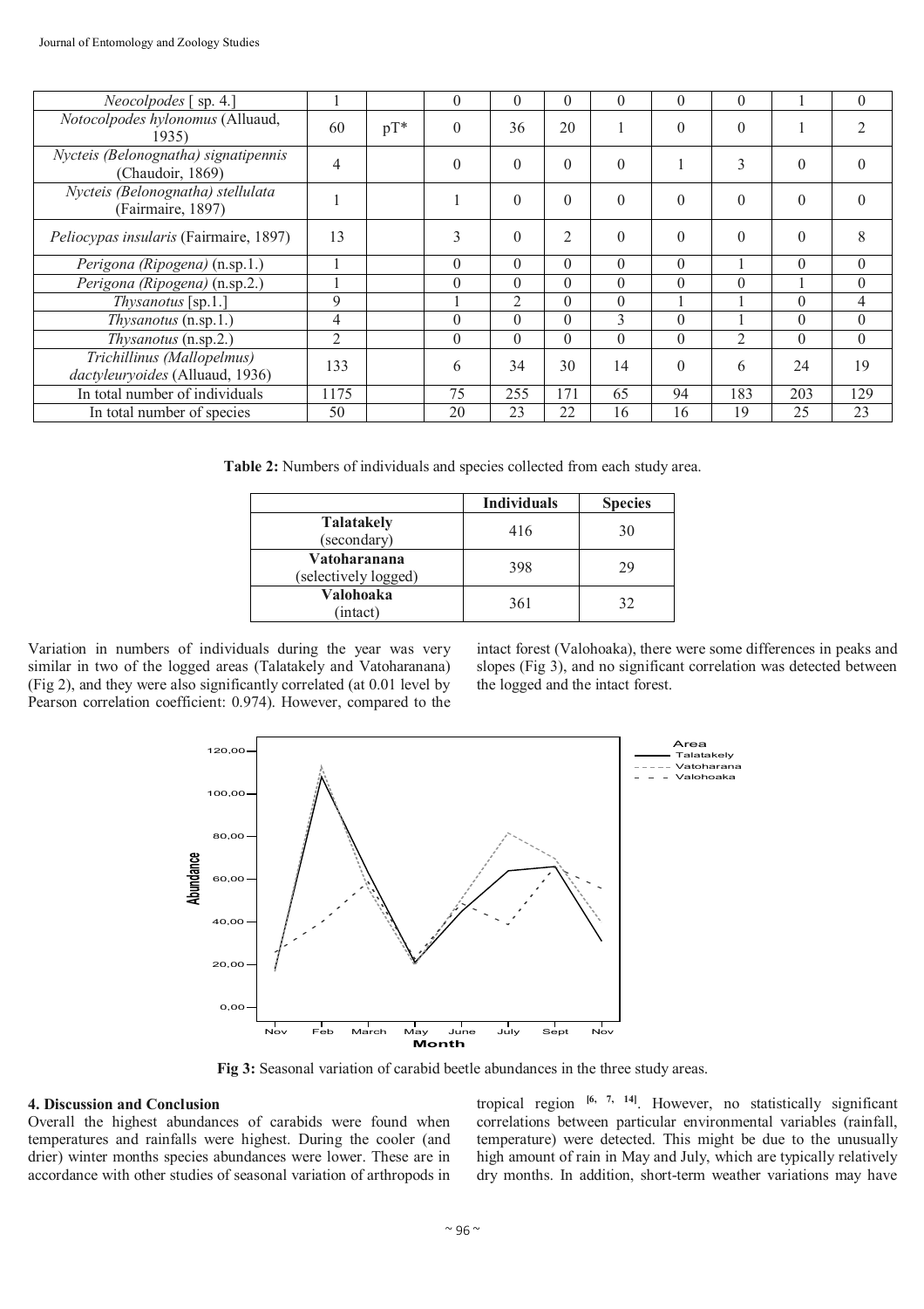| | | | | | | | | | | |
|---|---|---|---|---|---|---|---|---|---|---|
| *Neocolpodes* [ sp. 4.] | 1 | | 0 | 0 | 0 | 0 | 0 | 0 | 1 | 0 |
| *Notocolpodes hylonomus* (Alluaud, 1935) | 60 | pT* | 0 | 36 | 20 | 1 | 0 | 0 | 1 | 2 |
| *Nycteis (Belonognatha) signatipennis* (Chaudoir, 1869) | 4 | | 0 | 0 | 0 | 0 | 1 | 3 | 0 | 0 |
| *Nycteis (Belonognatha) stellulata* (Fairmaire, 1897) | 1 | | 1 | 0 | 0 | 0 | 0 | 0 | 0 | 0 |
| *Peliocypas insularis* (Fairmaire, 1897) | 13 | | 3 | 0 | 2 | 0 | 0 | 0 | 0 | 8 |
| *Perigona (Ripogena)* (n.sp.1.) | 1 | | 0 | 0 | 0 | 0 | 0 | 1 | 0 | 0 |
| *Perigona (Ripogena)* (n.sp.2.) | 1 | | 0 | 0 | 0 | 0 | 0 | 0 | 1 | 0 |
| *Thysanotus* [sp.1.] | 9 | | 1 | 2 | 0 | 0 | 1 | 1 | 0 | 4 |
| *Thysanotus* (n.sp.1.) | 4 | | 0 | 0 | 0 | 3 | 0 | 1 | 0 | 0 |
| *Thysanotus* (n.sp.2.) | 2 | | 0 | 0 | 0 | 0 | 0 | 2 | 0 | 0 |
| *Trichillinus (Mallopelmus) dactyleuryoides* (Alluaud, 1936) | 133 | | 6 | 34 | 30 | 14 | 0 | 6 | 24 | 19 |
| In total number of individuals | 1175 | | 75 | 255 | 171 | 65 | 94 | 183 | 203 | 129 |
| In total number of species | 50 | | 20 | 23 | 22 | 16 | 16 | 19 | 25 | 23 |

**Table 2:** Numbers of individuals and species collected from each study area.

| | Individuals | Species |
|---|---|---|
| **Talatakely** (secondary) | 416 | 30 |
| **Vatoharanana** (selectively logged) | 398 | 29 |
| **Valohoaka** (intact) | 361 | 32 |

Variation in numbers of individuals during the year was very similar in two of the logged areas (Talatakely and Vatoharanana) (Fig 2), and they were also significantly correlated (at 0.01 level by Pearson correlation coefficient: 0.974). However, compared to the intact forest (Valohoaka), there were some differences in peaks and slopes (Fig 3), and no significant correlation was detected between the logged and the intact forest.

**Fig 3:** Seasonal variation of carabid beetle abundances in the three study areas.

## 4. Discussion and Conclusion

Overall the highest abundances of carabids were found when temperatures and rainfalls were highest. During the cooler (and drier) winter months species abundances were lower. These are in accordance with other studies of seasonal variation of arthropods in tropical region [6, 7, 14]. However, no statistically significant correlations between particular environmental variables (rainfall, temperature) were detected. This might be due to the unusually high amount of rain in May and July, which are typically relatively dry months. In addition, short-term weather variations may have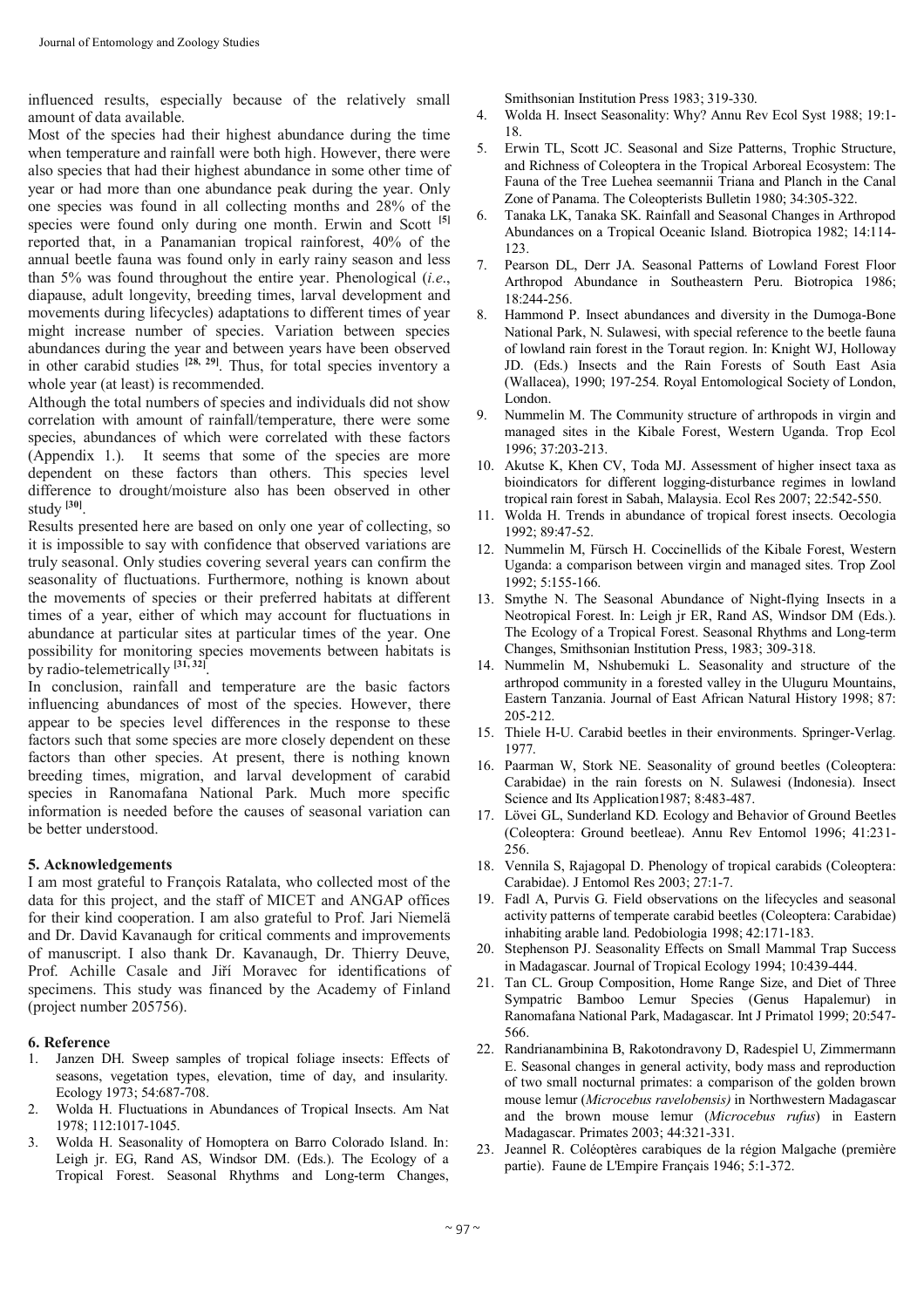influenced results, especially because of the relatively small amount of data available.

Most of the species had their highest abundance during the time when temperature and rainfall were both high. However, there were also species that had their highest abundance in some other time of year or had more than one abundance peak during the year. Only one species was found in all collecting months and 28% of the species were found only during one month. Erwin and Scott [5] reported that, in a Panamanian tropical rainforest, 40% of the annual beetle fauna was found only in early rainy season and less than 5% was found throughout the entire year. Phenological (*i.e.*, diapause, adult longevity, breeding times, larval development and movements during lifecycles) adaptations to different times of year might increase number of species. Variation between species abundances during the year and between years have been observed in other carabid studies [28, 29]. Thus, for total species inventory a whole year (at least) is recommended.

Although the total numbers of species and individuals did not show correlation with amount of rainfall/temperature, there were some species, abundances of which were correlated with these factors (Appendix 1.). It seems that some of the species are more dependent on these factors than others. This species level difference to drought/moisture also has been observed in other study [30].

Results presented here are based on only one year of collecting, so it is impossible to say with confidence that observed variations are truly seasonal. Only studies covering several years can confirm the seasonality of fluctuations. Furthermore, nothing is known about the movements of species or their preferred habitats at different times of a year, either of which may account for fluctuations in abundance at particular sites at particular times of the year. One possibility for monitoring species movements between habitats is by radio-telemetrically [31, 32].

In conclusion, rainfall and temperature are the basic factors influencing abundances of most of the species. However, there appear to be species level differences in the response to these factors such that some species are more closely dependent on these factors than other species. At present, there is nothing known breeding times, migration, and larval development of carabid species in Ranomafana National Park. Much more specific information is needed before the causes of seasonal variation can be better understood.

## 5. Acknowledgements

I am most grateful to François Ratalata, who collected most of the data for this project, and the staff of MICET and ANGAP offices for their kind cooperation. I am also grateful to Prof. Jari Niemelä and Dr. David Kavanaugh for critical comments and improvements of manuscript. I also thank Dr. Kavanaugh, Dr. Thierry Deuve, Prof. Achille Casale and Jiří Moravec for identifications of specimens. This study was financed by the Academy of Finland (project number 205756).

## 6. Reference

1. Janzen DH. Sweep samples of tropical foliage insects: Effects of seasons, vegetation types, elevation, time of day, and insularity. Ecology 1973; 54:687-708.
2. Wolda H. Fluctuations in Abundances of Tropical Insects. Am Nat 1978; 112:1017-1045.
3. Wolda H. Seasonality of Homoptera on Barro Colorado Island. In: Leigh jr. EG, Rand AS, Windsor DM. (Eds.). The Ecology of a Tropical Forest. Seasonal Rhythms and Long-term Changes, Smithsonian Institution Press 1983; 319-330.
4. Wolda H. Insect Seasonality: Why? Annu Rev Ecol Syst 1988; 19:1-18.
5. Erwin TL, Scott JC. Seasonal and Size Patterns, Trophic Structure, and Richness of Coleoptera in the Tropical Arboreal Ecosystem: The Fauna of the Tree Luehea seemannii Triana and Planch in the Canal Zone of Panama. The Coleopterists Bulletin 1980; 34:305-322.
6. Tanaka LK, Tanaka SK. Rainfall and Seasonal Changes in Arthropod Abundances on a Tropical Oceanic Island. Biotropica 1982; 14:114-123.
7. Pearson DL, Derr JA. Seasonal Patterns of Lowland Forest Floor Arthropod Abundance in Southeastern Peru. Biotropica 1986; 18:244-256.
8. Hammond P. Insect abundances and diversity in the Dumoga-Bone National Park, N. Sulawesi, with special reference to the beetle fauna of lowland rain forest in the Toraut region. In: Knight WJ, Holloway JD. (Eds.) Insects and the Rain Forests of South East Asia (Wallacea), 1990; 197-254. Royal Entomological Society of London, London.
9. Nummelin M. The Community structure of arthropods in virgin and managed sites in the Kibale Forest, Western Uganda. Trop Ecol 1996; 37:203-213.
10. Akutse K, Khen CV, Toda MJ. Assessment of higher insect taxa as bioindicators for different logging-disturbance regimes in lowland tropical rain forest in Sabah, Malaysia. Ecol Res 2007; 22:542-550.
11. Wolda H. Trends in abundance of tropical forest insects. Oecologia 1992; 89:47-52.
12. Nummelin M, Fürsch H. Coccinellids of the Kibale Forest, Western Uganda: a comparison between virgin and managed sites. Trop Zool 1992; 5:155-166.
13. Smythe N. The Seasonal Abundance of Night-flying Insects in a Neotropical Forest. In: Leigh jr ER, Rand AS, Windsor DM (Eds.). The Ecology of a Tropical Forest. Seasonal Rhythms and Long-term Changes, Smithsonian Institution Press, 1983; 309-318.
14. Nummelin M, Nshubemuki L. Seasonality and structure of the arthropod community in a forested valley in the Uluguru Mountains, Eastern Tanzania. Journal of East African Natural History 1998; 87: 205-212.
15. Thiele H-U. Carabid beetles in their environments. Springer-Verlag. 1977.
16. Paarman W, Stork NE. Seasonality of ground beetles (Coleoptera: Carabidae) in the rain forests on N. Sulawesi (Indonesia). Insect Science and Its Application1987; 8:483-487.
17. Lövei GL, Sunderland KD. Ecology and Behavior of Ground Beetles (Coleoptera: Ground beetleae). Annu Rev Entomol 1996; 41:231-256.
18. Vennila S, Rajagopal D. Phenology of tropical carabids (Coleoptera: Carabidae). J Entomol Res 2003; 27:1-7.
19. Fadl A, Purvis G. Field observations on the lifecycles and seasonal activity patterns of temperate carabid beetles (Coleoptera: Carabidae) inhabiting arable land. Pedobiologia 1998; 42:171-183.
20. Stephenson PJ. Seasonality Effects on Small Mammal Trap Success in Madagascar. Journal of Tropical Ecology 1994; 10:439-444.
21. Tan CL. Group Composition, Home Range Size, and Diet of Three Sympatric Bamboo Lemur Species (Genus Hapalemur) in Ranomafana National Park, Madagascar. Int J Primatol 1999; 20:547-566.
22. Randrianambinina B, Rakotondravony D, Radespiel U, Zimmermann E. Seasonal changes in general activity, body mass and reproduction of two small nocturnal primates: a comparison of the golden brown mouse lemur (*Microcebus ravelobensis)* in Northwestern Madagascar and the brown mouse lemur (*Microcebus rufus*) in Eastern Madagascar. Primates 2003; 44:321-331.
23. Jeannel R. Coléoptères carabiques de la région Malgache (première partie). Faune de L'Empire Français 1946; 5:1-372.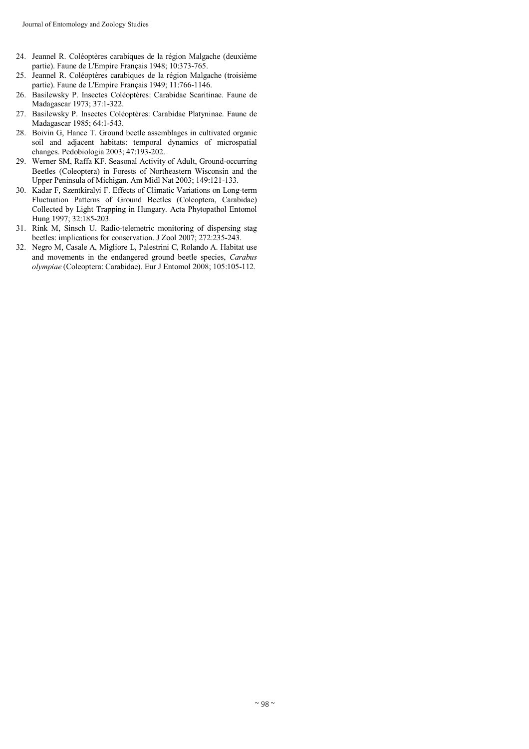24. Jeannel R. Coléoptères carabiques de la région Malgache (deuxième partie). Faune de L'Empire Français 1948; 10:373-765.
25. Jeannel R. Coléoptères carabiques de la région Malgache (troisième partie). Faune de L'Empire Français 1949; 11:766-1146.
26. Basilewsky P. Insectes Coléoptères: Carabidae Scaritinae. Faune de Madagascar 1973; 37:1-322.
27. Basilewsky P. Insectes Coléoptères: Carabidae Platyninae. Faune de Madagascar 1985; 64:1-543.
28. Boivin G, Hance T. Ground beetle assemblages in cultivated organic soil and adjacent habitats: temporal dynamics of microspatial changes. Pedobiologia 2003; 47:193-202.
29. Werner SM, Raffa KF. Seasonal Activity of Adult, Ground-occurring Beetles (Coleoptera) in Forests of Northeastern Wisconsin and the Upper Peninsula of Michigan. Am Midl Nat 2003; 149:121-133.
30. Kadar F, Szentkiralyi F. Effects of Climatic Variations on Long-term Fluctuation Patterns of Ground Beetles (Coleoptera, Carabidae) Collected by Light Trapping in Hungary. Acta Phytopathol Entomol Hung 1997; 32:185-203.
31. Rink M, Sinsch U. Radio-telemetric monitoring of dispersing stag beetles: implications for conservation. J Zool 2007; 272:235-243.
32. Negro M, Casale A, Migliore L, Palestrini C, Rolando A. Habitat use and movements in the endangered ground beetle species, *Carabus olympiae* (Coleoptera: Carabidae). Eur J Entomol 2008; 105:105-112.